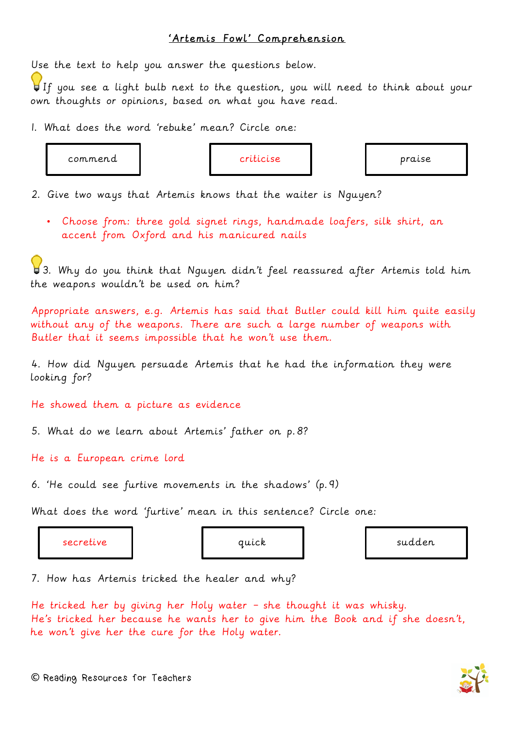## 'Artemis Fowl' Comprehension

Use the text to help you answer the questions below.

If you see a light bulb next to the question, you will need to think about your own thoughts or opinions, based on what you have read.

1. What does the word 'rebuke' mean? Circle one:

| commend | criticise | praise |
|---|---|---|

2. Give two ways that Artemis knows that the waiter is Nguyen?

- Choose from: three gold signet rings, handmade loafers, silk shirt, an accent from Oxford and his manicured nails

3. Why do you think that Nguyen didn't feel reassured after Artemis told him the weapons wouldn't be used on him?

Appropriate answers, e.g. Artemis has said that Butler could kill him quite easily without any of the weapons. There are such a large number of weapons with Butler that it seems impossible that he won't use them.

4. How did Nguyen persuade Artemis that he had the information they were looking for?

He showed them a picture as evidence

5. What do we learn about Artemis' father on p.8?

He is a European crime lord

6. 'He could see furtive movements in the shadows' (p.9)

What does the word 'furtive' mean in this sentence? Circle one:

| secretive | quick | sudden |
|---|---|---|

7. How has Artemis tricked the healer and why?

He tricked her by giving her Holy water – she thought it was whisky.
He's tricked her because he wants her to give him the Book and if she doesn't, he won't give her the cure for the Holy water.

© Reading Resources for Teachers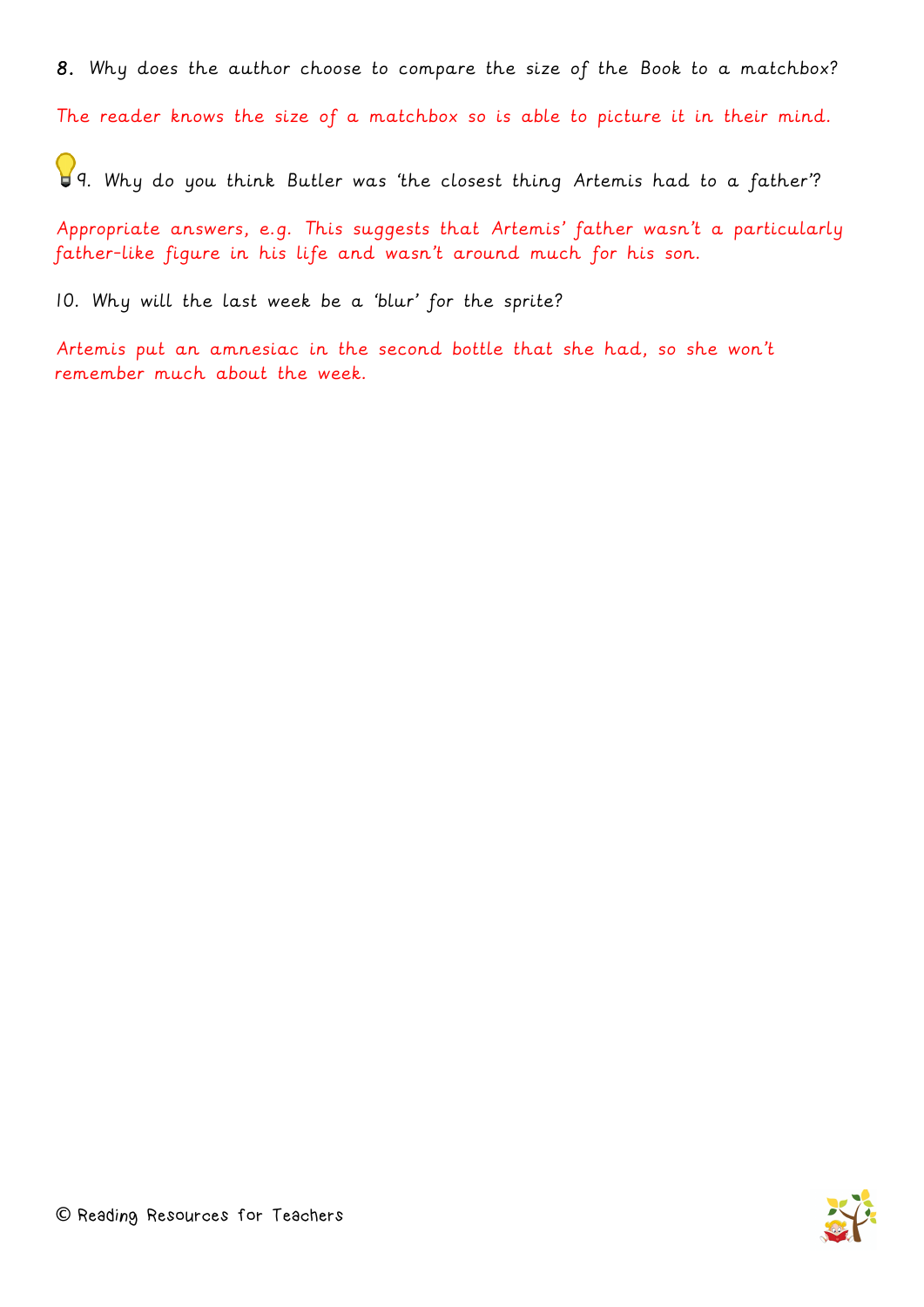**8.** Why does the author choose to compare the size of the Book to a matchbox?

The reader knows the size of a matchbox so is able to picture it in their mind.

9. Why do you think Butler was 'the closest thing Artemis had to a father'?

Appropriate answers, e.g. This suggests that Artemis' father wasn't a particularly father-like figure in his life and wasn't around much for his son.

10. Why will the last week be a 'blur' for the sprite?

Artemis put an amnesiac in the second bottle that she had, so she won't remember much about the week.